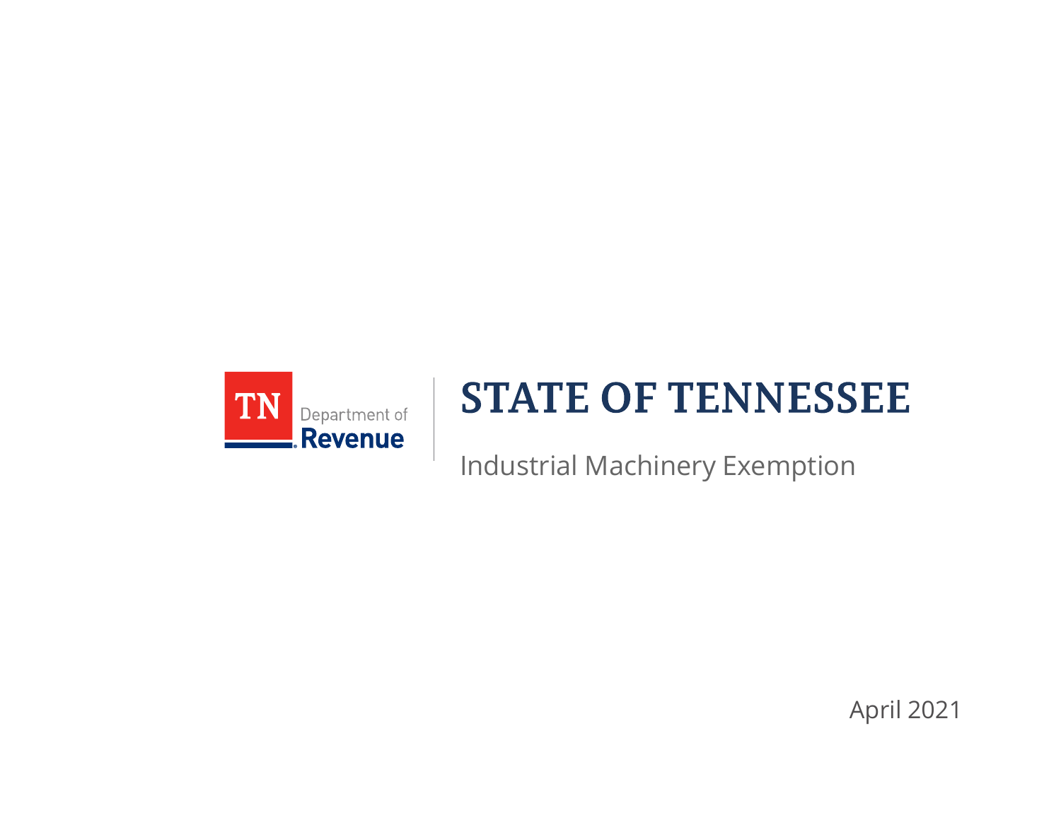TN Department of Revenue

# STATE OF TENNESSEE

Industrial Machinery Exemption

April 2021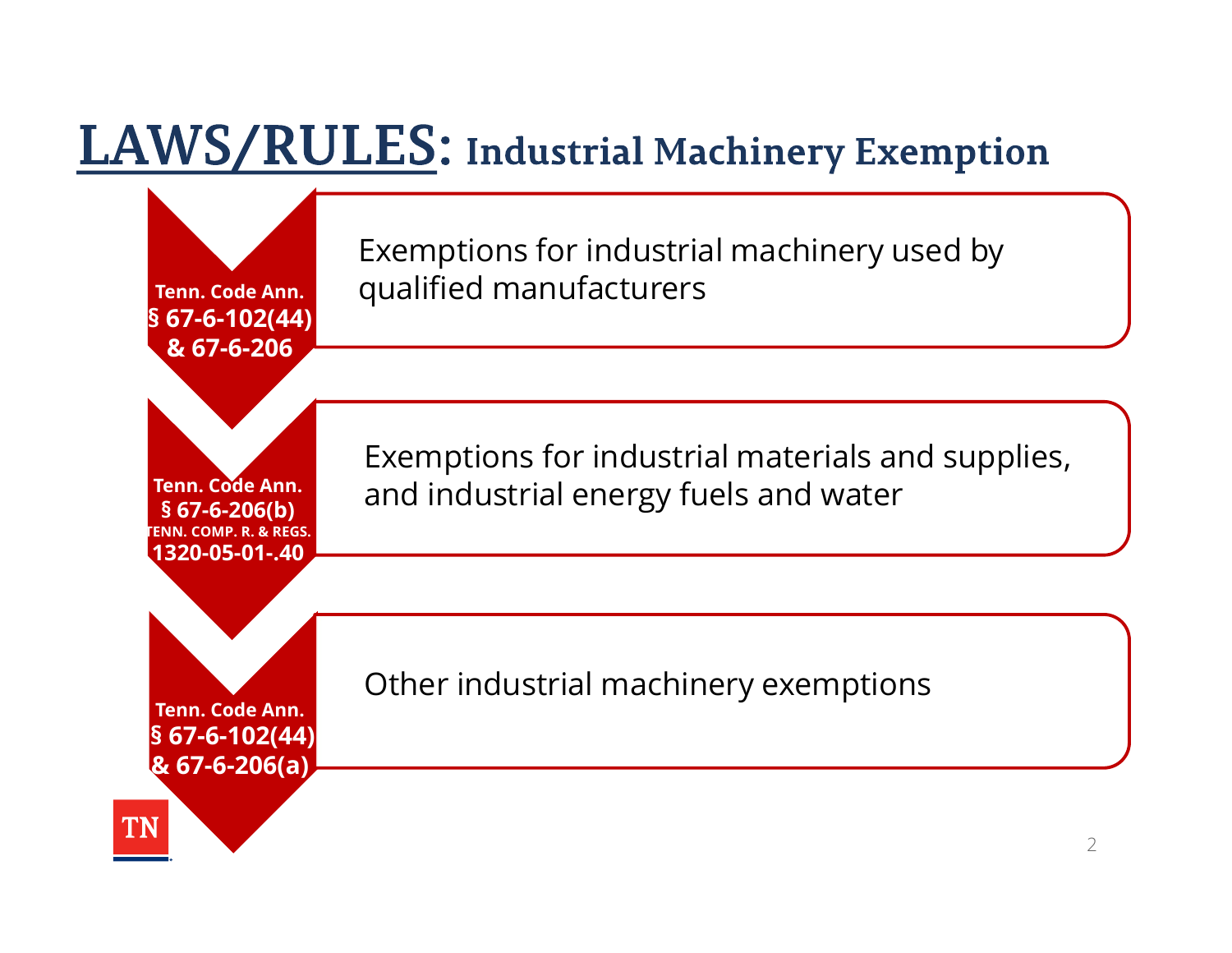# LAWS/RULES: Industrial Machinery Exemption

**Tenn. Code Ann. § 67-6-102(44) & 67-6-206**

Exemptions for industrial machinery used by qualified manufacturers

**Tenn. Code Ann. § 67-6-206(b) TENN. COMP. R. & REGS. 1320-05-01-.40**

Exemptions for industrial materials and supplies, and industrial energy fuels and water

**Tenn. Code Ann. § 67-6-102(44) & 67-6-206(a)**

Other industrial machinery exemptions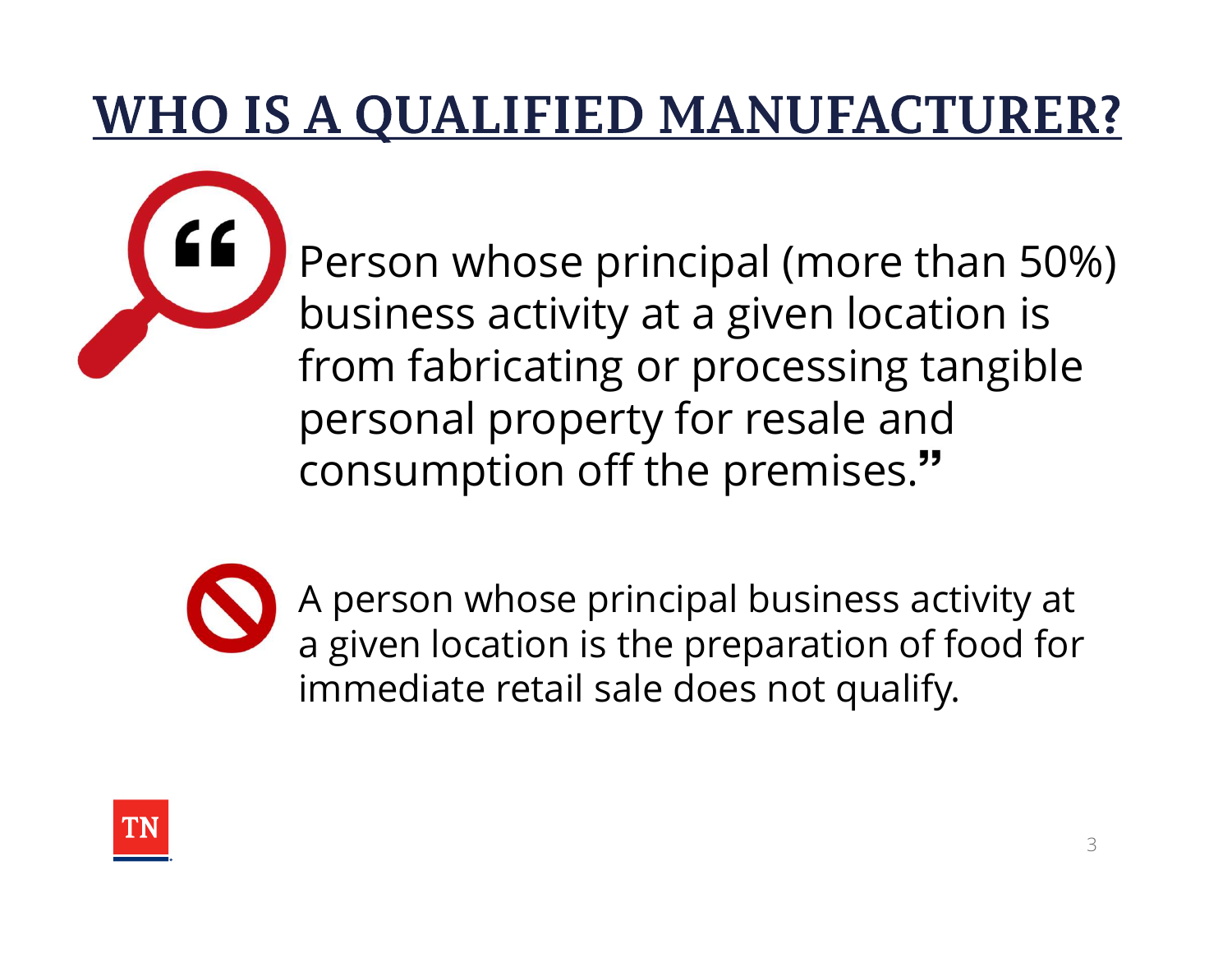# WHO IS A QUALIFIED MANUFACTURER?

"Person whose principal (more than 50%) business activity at a given location is from fabricating or processing tangible personal property for resale and consumption off the premises."

A person whose principal business activity at a given location is the preparation of food for immediate retail sale does not qualify.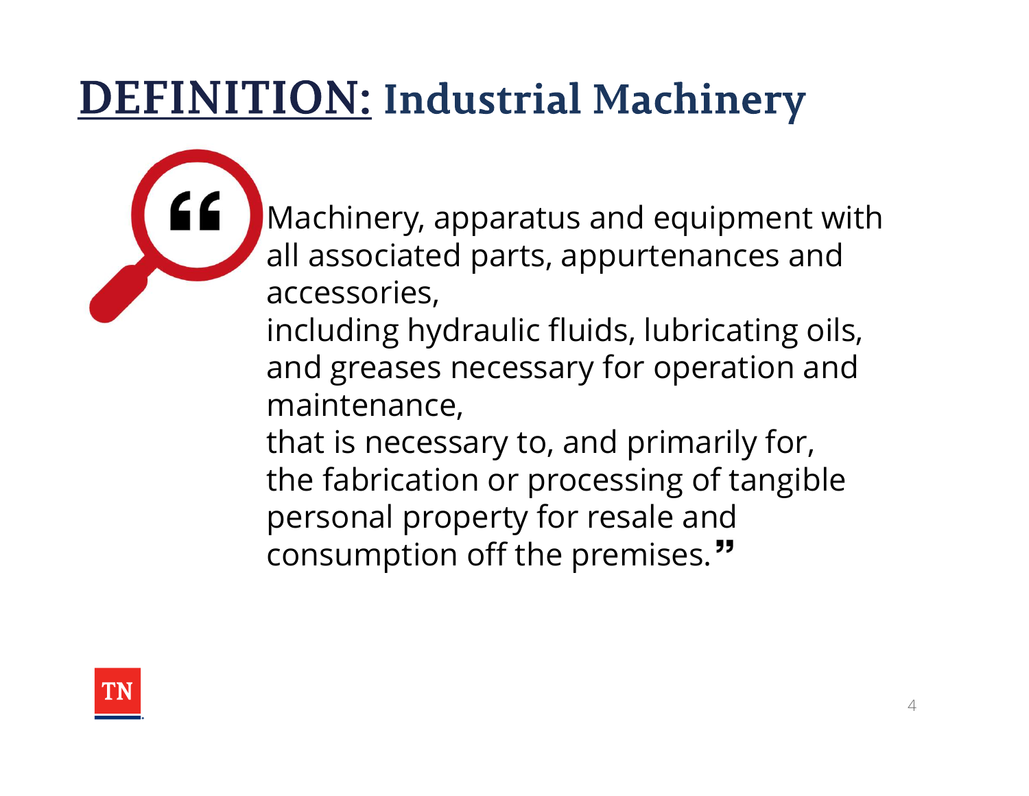# DEFINITION: Industrial Machinery

"Machinery, apparatus and equipment with all associated parts, appurtenances and accessories,
including hydraulic fluids, lubricating oils, and greases necessary for operation and maintenance,
that is necessary to, and primarily for, the fabrication or processing of tangible personal property for resale and consumption off the premises."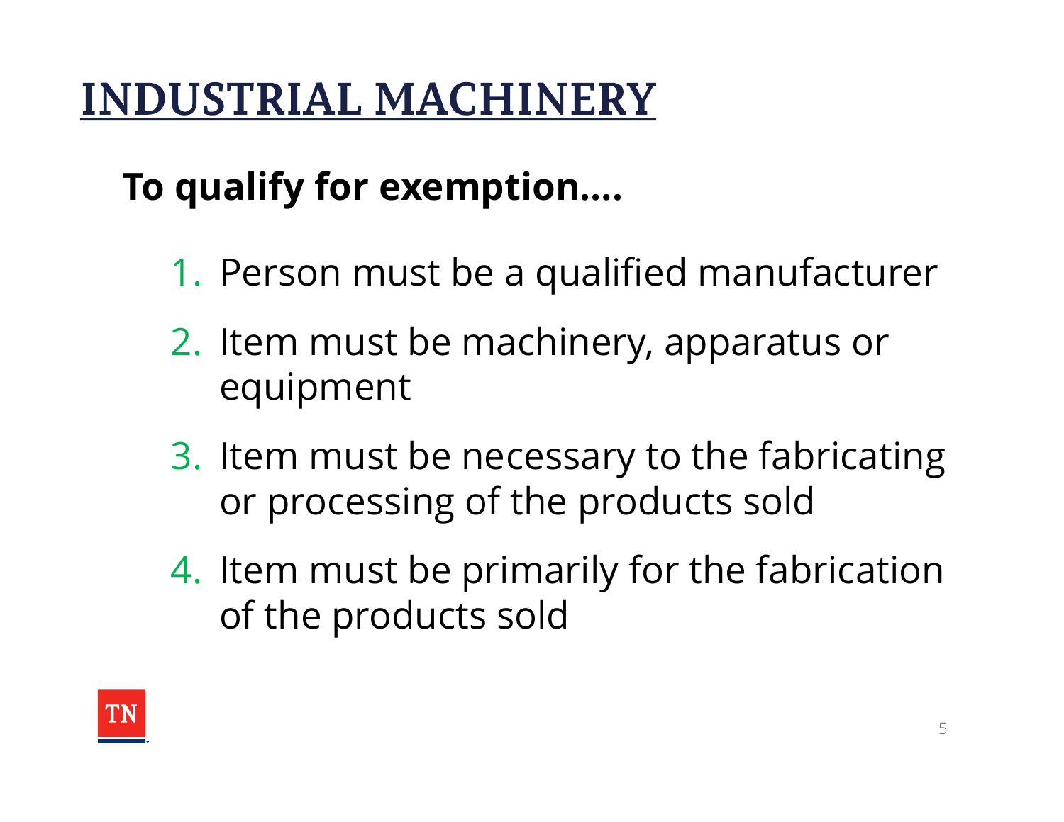# INDUSTRIAL MACHINERY

**To qualify for exemption….**

1. Person must be a qualified manufacturer
2. Item must be machinery, apparatus or equipment
3. Item must be necessary to the fabricating or processing of the products sold
4. Item must be primarily for the fabrication of the products sold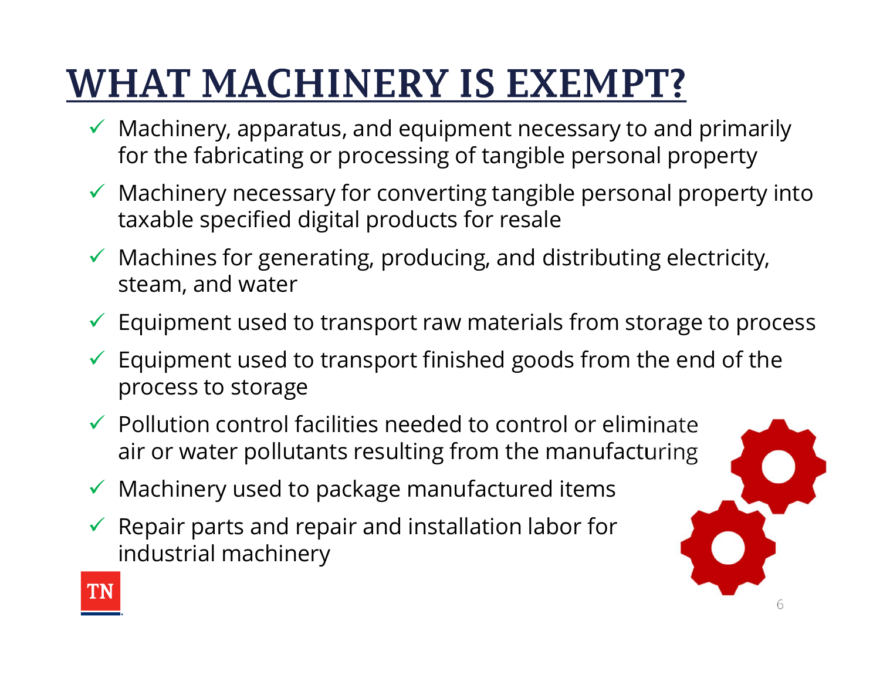# WHAT MACHINERY IS EXEMPT?

- ✓ Machinery, apparatus, and equipment necessary to and primarily for the fabricating or processing of tangible personal property
- ✓ Machinery necessary for converting tangible personal property into taxable specified digital products for resale
- ✓ Machines for generating, producing, and distributing electricity, steam, and water
- ✓ Equipment used to transport raw materials from storage to process
- ✓ Equipment used to transport finished goods from the end of the process to storage
- ✓ Pollution control facilities needed to control or eliminate air or water pollutants resulting from the manufacturing
- ✓ Machinery used to package manufactured items
- ✓ Repair parts and repair and installation labor for industrial machinery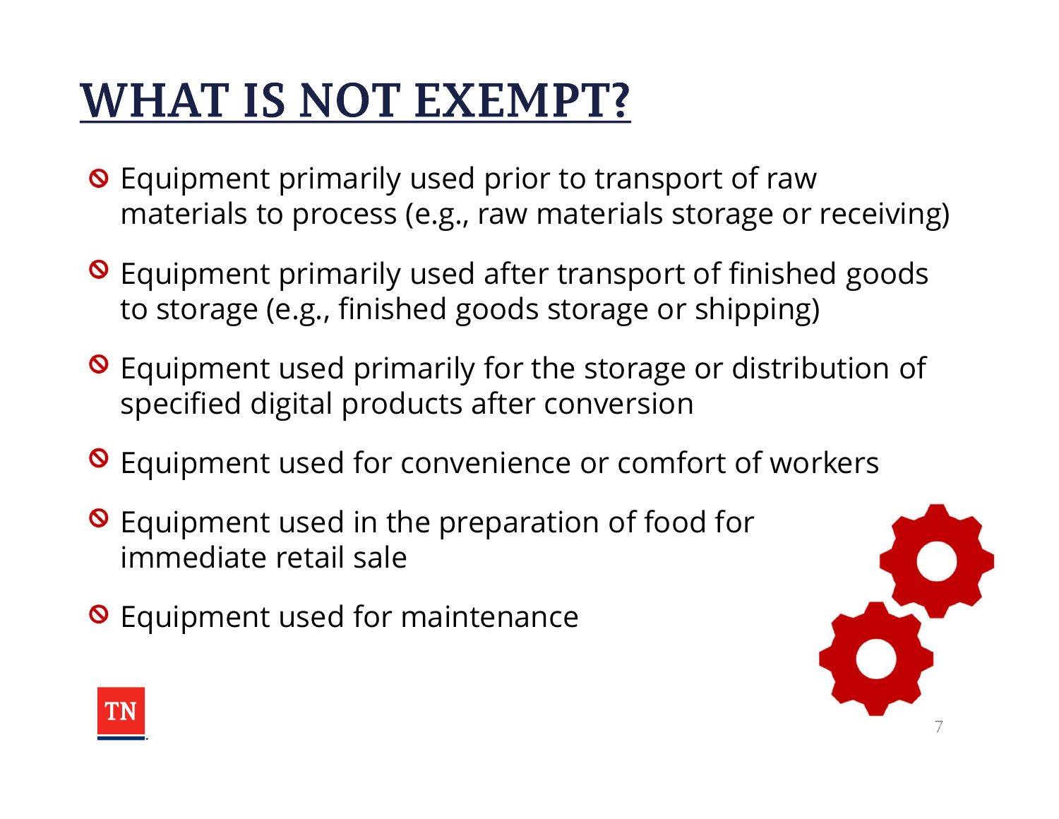# WHAT IS NOT EXEMPT?

- Equipment primarily used prior to transport of raw materials to process (e.g., raw materials storage or receiving)
- Equipment primarily used after transport of finished goods to storage (e.g., finished goods storage or shipping)
- Equipment used primarily for the storage or distribution of specified digital products after conversion
- Equipment used for convenience or comfort of workers
- Equipment used in the preparation of food for immediate retail sale
- Equipment used for maintenance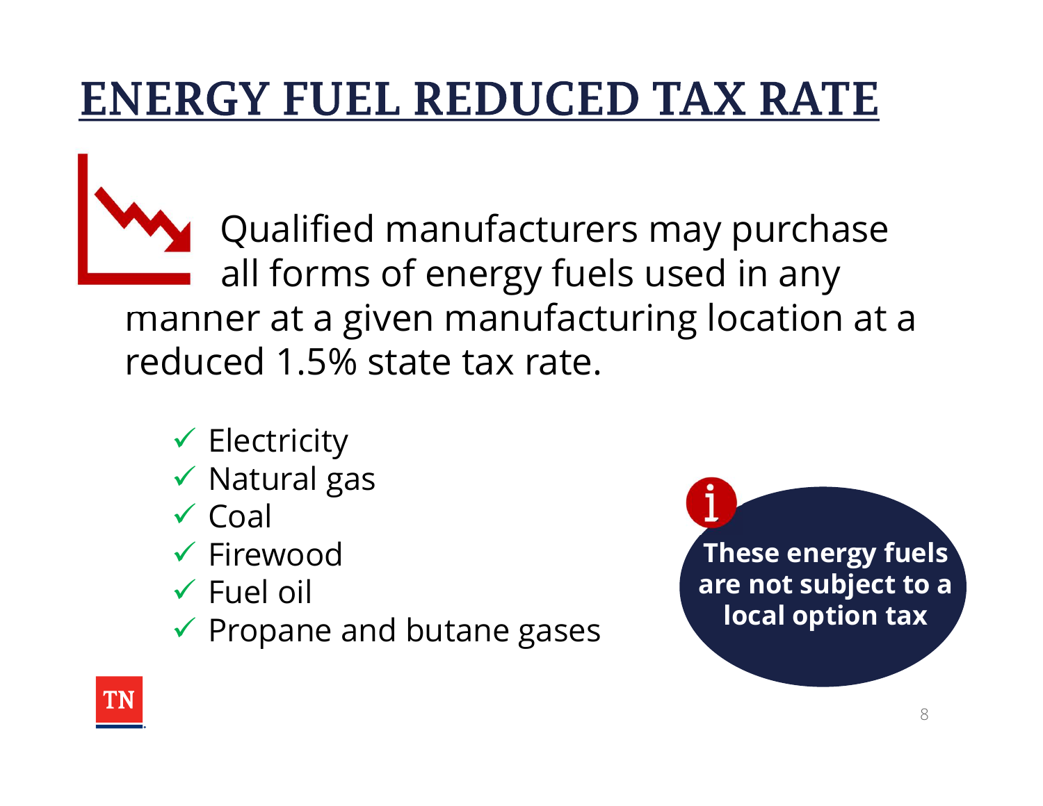# ENERGY FUEL REDUCED TAX RATE

Qualified manufacturers may purchase all forms of energy fuels used in any manner at a given manufacturing location at a reduced 1.5% state tax rate.

- ✓ Electricity
- ✓ Natural gas
- ✓ Coal
- ✓ Firewood
- ✓ Fuel oil
- ✓ Propane and butane gases

**These energy fuels are not subject to a local option tax**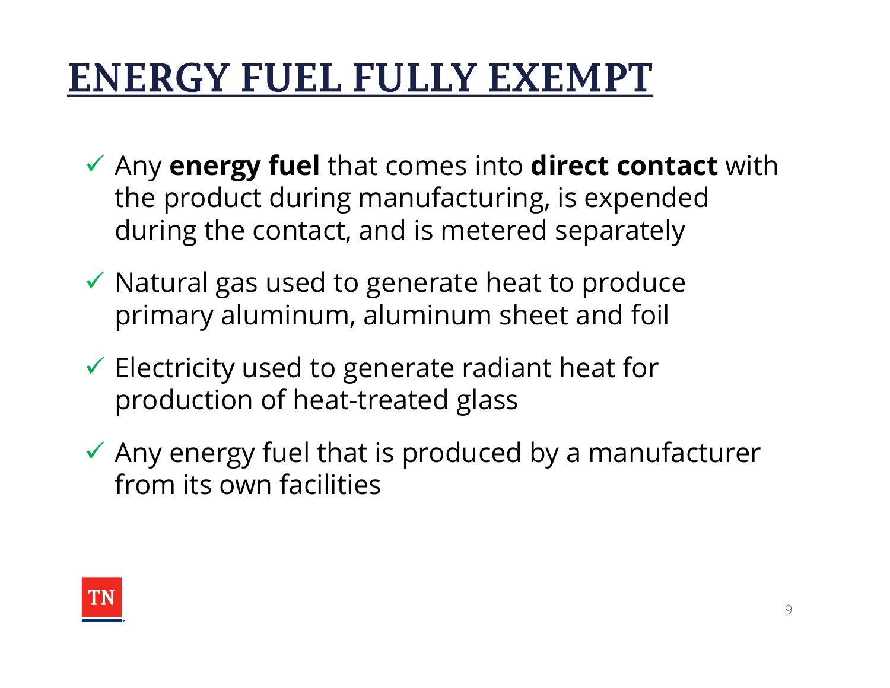# ENERGY FUEL FULLY EXEMPT

- ✓ Any **energy fuel** that comes into **direct contact** with the product during manufacturing, is expended during the contact, and is metered separately
- ✓ Natural gas used to generate heat to produce primary aluminum, aluminum sheet and foil
- ✓ Electricity used to generate radiant heat for production of heat-treated glass
- ✓ Any energy fuel that is produced by a manufacturer from its own facilities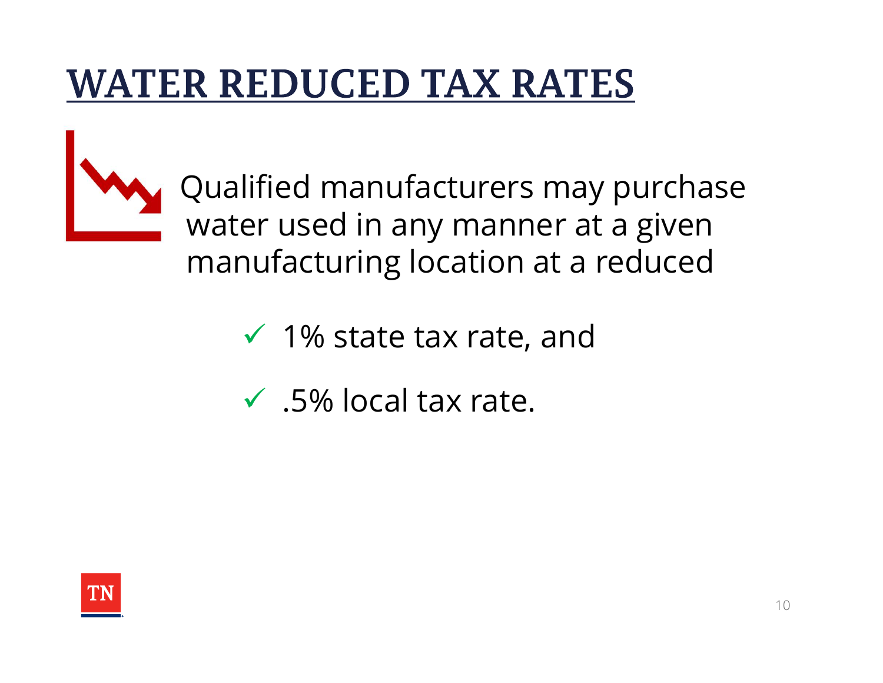# WATER REDUCED TAX RATES

Qualified manufacturers may purchase water used in any manner at a given manufacturing location at a reduced

- ✓ 1% state tax rate, and
- ✓ .5% local tax rate.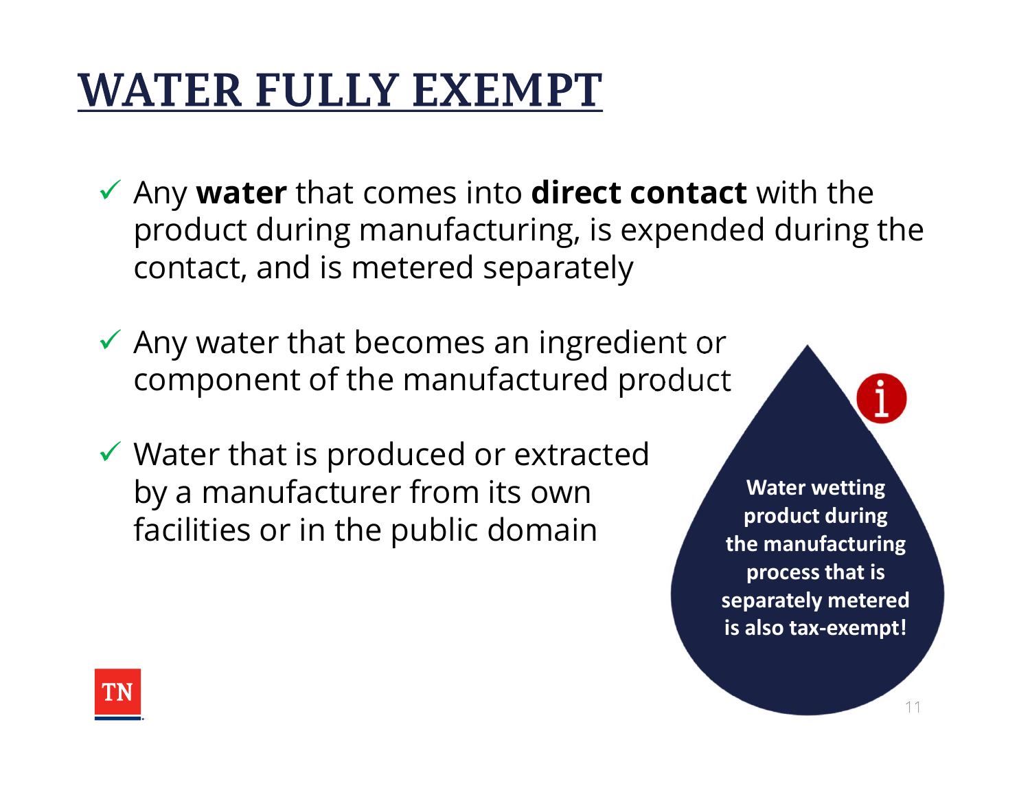# WATER FULLY EXEMPT

- ✓ Any **water** that comes into **direct contact** with the product during manufacturing, is expended during the contact, and is metered separately
- ✓ Any water that becomes an ingredient or component of the manufactured product
- ✓ Water that is produced or extracted by a manufacturer from its own facilities or in the public domain

**Water wetting product during the manufacturing process that is separately metered is also tax-exempt!**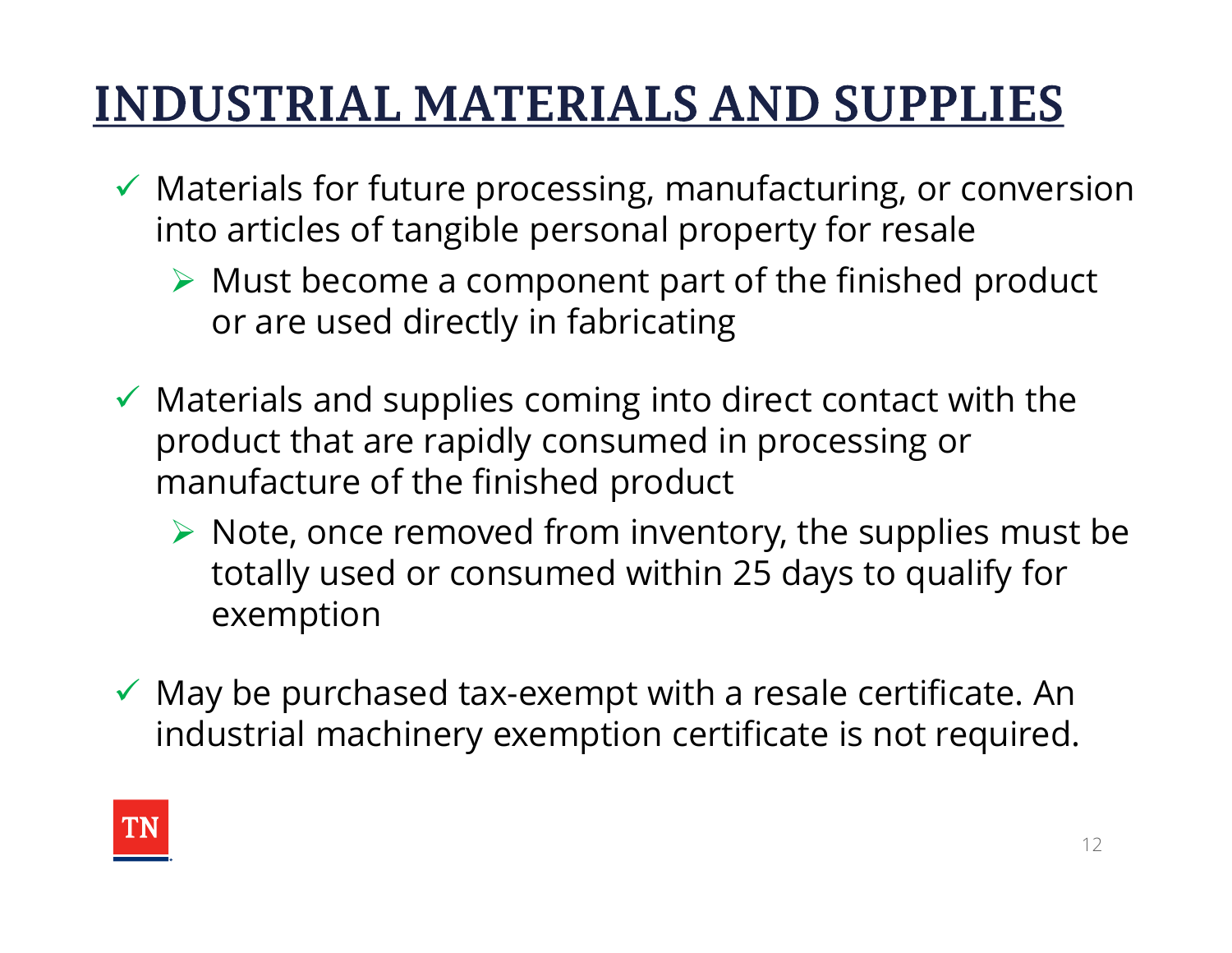# INDUSTRIAL MATERIALS AND SUPPLIES

- ✓ Materials for future processing, manufacturing, or conversion into articles of tangible personal property for resale
  - ➢ Must become a component part of the finished product or are used directly in fabricating
- ✓ Materials and supplies coming into direct contact with the product that are rapidly consumed in processing or manufacture of the finished product
  - ➢ Note, once removed from inventory, the supplies must be totally used or consumed within 25 days to qualify for exemption
- ✓ May be purchased tax-exempt with a resale certificate. An industrial machinery exemption certificate is not required.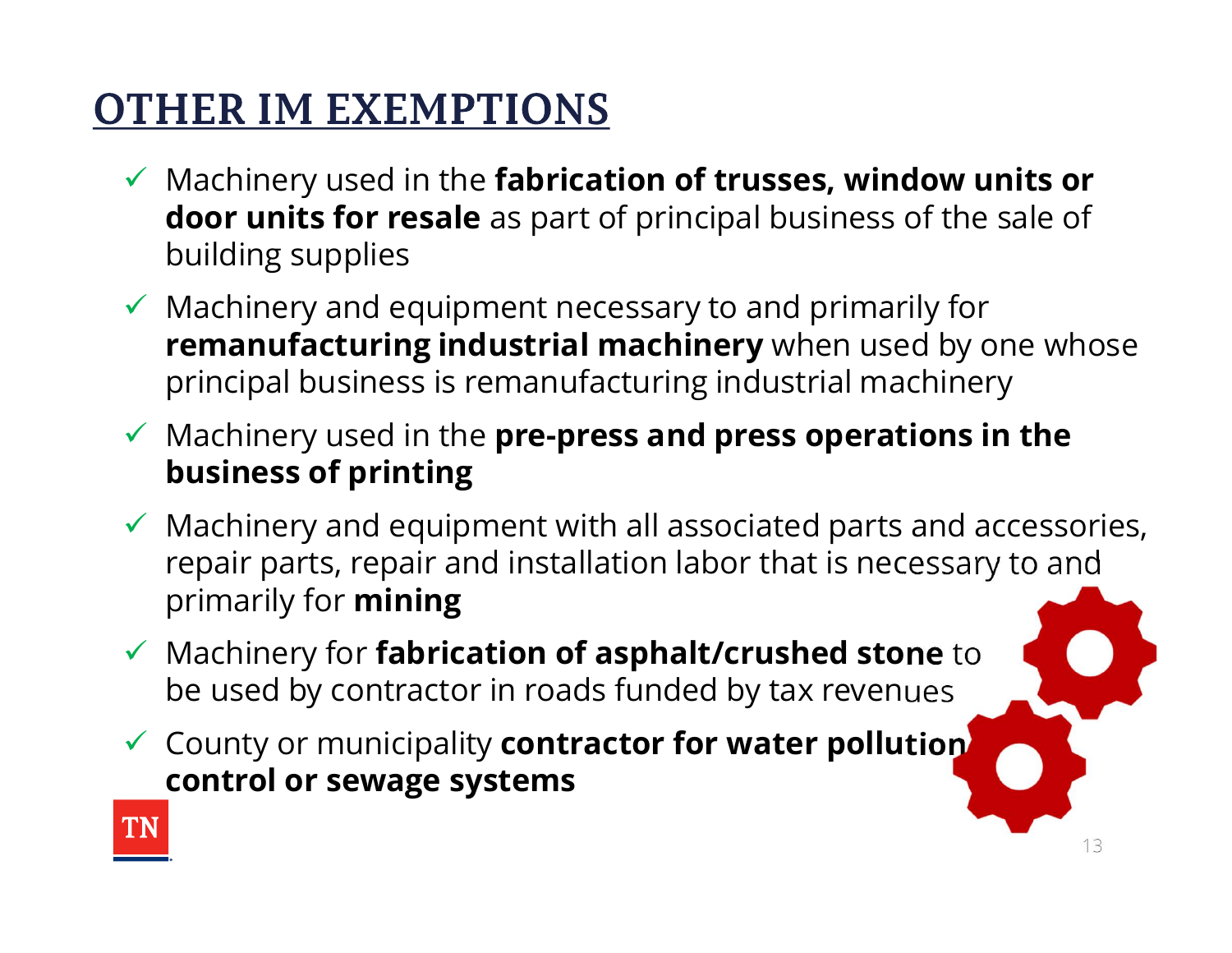# OTHER IM EXEMPTIONS

- ✓ Machinery used in the **fabrication of trusses, window units or door units for resale** as part of principal business of the sale of building supplies
- ✓ Machinery and equipment necessary to and primarily for **remanufacturing industrial machinery** when used by one whose principal business is remanufacturing industrial machinery
- ✓ Machinery used in the **pre-press and press operations in the business of printing**
- ✓ Machinery and equipment with all associated parts and accessories, repair parts, repair and installation labor that is necessary to and primarily for **mining**
- ✓ Machinery for **fabrication of asphalt/crushed stone** to be used by contractor in roads funded by tax revenues
- ✓ County or municipality **contractor for water pollution control or sewage systems**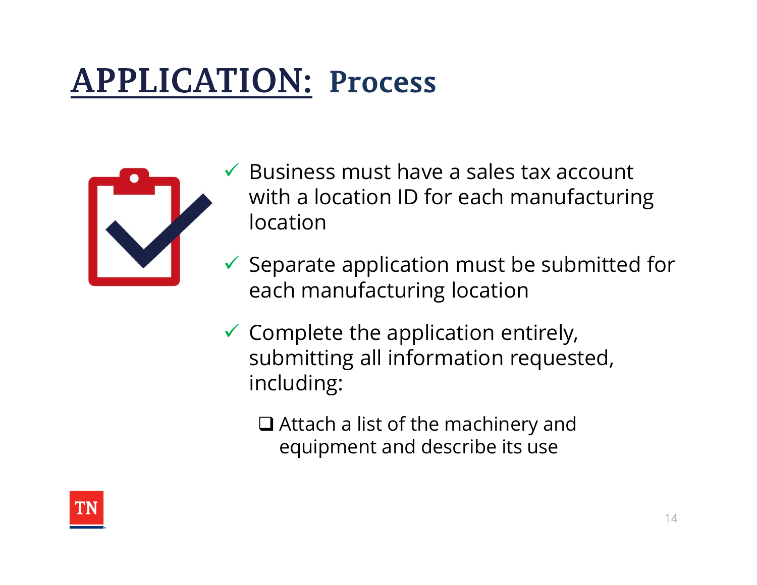# APPLICATION: Process

- ✓ Business must have a sales tax account with a location ID for each manufacturing location
- ✓ Separate application must be submitted for each manufacturing location
- ✓ Complete the application entirely, submitting all information requested, including:
  - ❑ Attach a list of the machinery and equipment and describe its use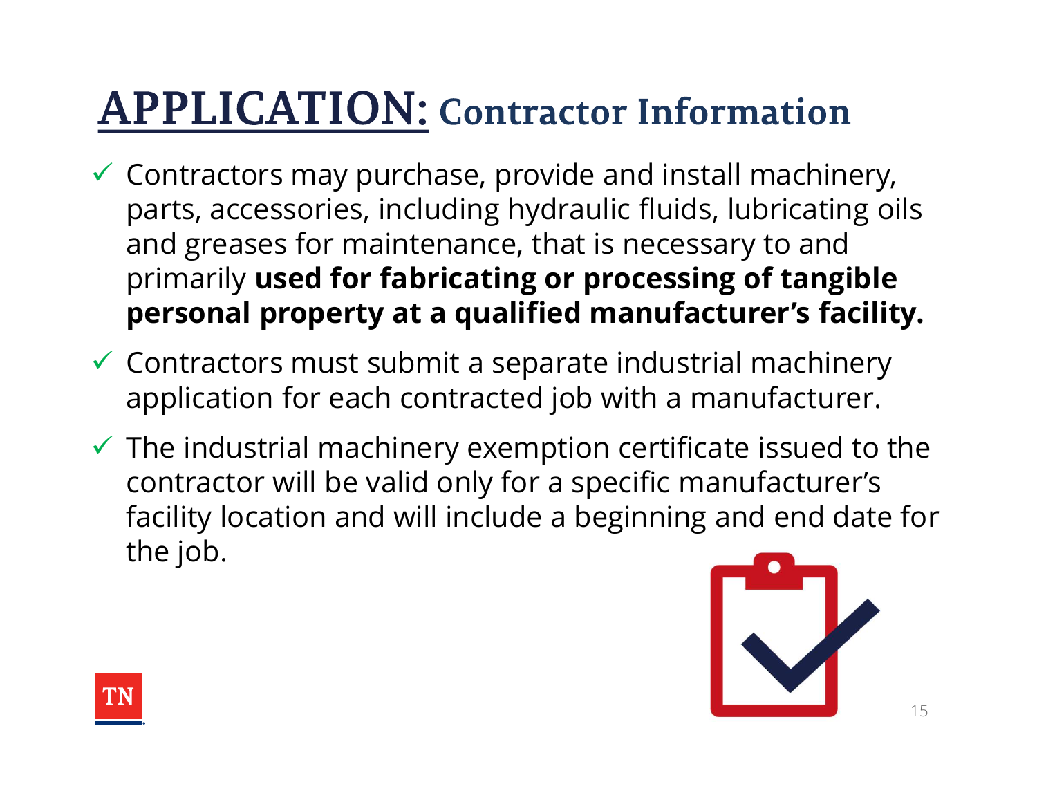# APPLICATION: Contractor Information

- Contractors may purchase, provide and install machinery, parts, accessories, including hydraulic fluids, lubricating oils and greases for maintenance, that is necessary to and primarily **used for fabricating or processing of tangible personal property at a qualified manufacturer's facility.**
- Contractors must submit a separate industrial machinery application for each contracted job with a manufacturer.
- The industrial machinery exemption certificate issued to the contractor will be valid only for a specific manufacturer's facility location and will include a beginning and end date for the job.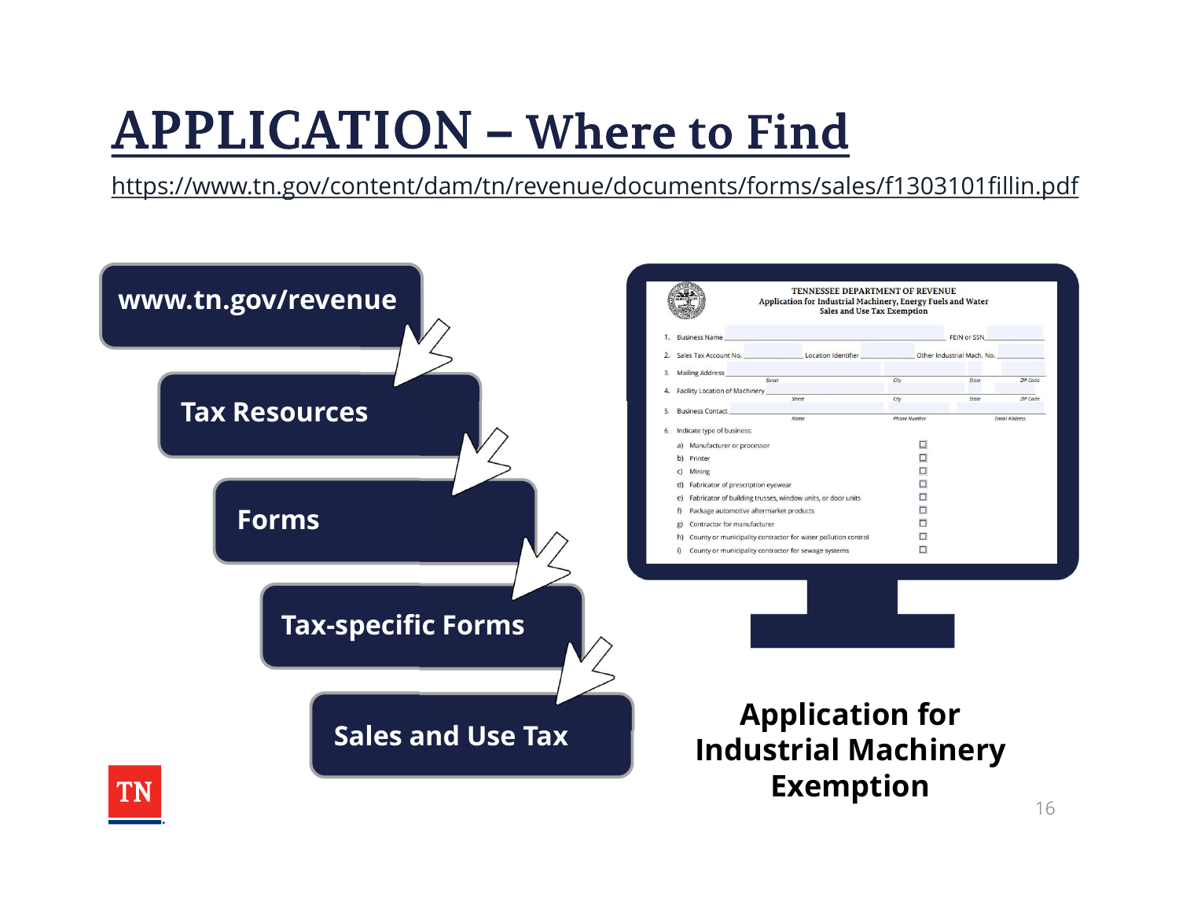# APPLICATION – Where to Find

https://www.tn.gov/content/dam/tn/revenue/documents/forms/sales/f1303101fillin.pdf

- www.tn.gov/revenue
- Tax Resources
- Forms
- Tax-specific Forms
- Sales and Use Tax

TENNESSEE DEPARTMENT OF REVENUE
Application for Industrial Machinery, Energy Fuels and Water Sales and Use Tax Exemption

1. Business Name ______ FEIN or SSN ______
2. Sales Tax Account No. ______ Location Identifier ______ Other Industrial Mach. No. ______
3. Mailing Address ______ Street City State ZIP Code
4. Facility Location of Machinery ______ Street City State ZIP Code
5. Business Contact ______ Name Phone Number Email Address
6. Indicate type of business:
   a) Manufacturer or processor ☐
   b) Printer ☐
   c) Mining ☐
   d) Fabricator of prescription eyewear ☐
   e) Fabricator of building trusses, window units, or door units ☐
   f) Package automotive aftermarket products ☐
   g) Contractor for manufacturer ☐
   h) County or municipality contractor for water pollution control ☐
   i) County or municipality contractor for sewage systems ☐

**Application for Industrial Machinery Exemption**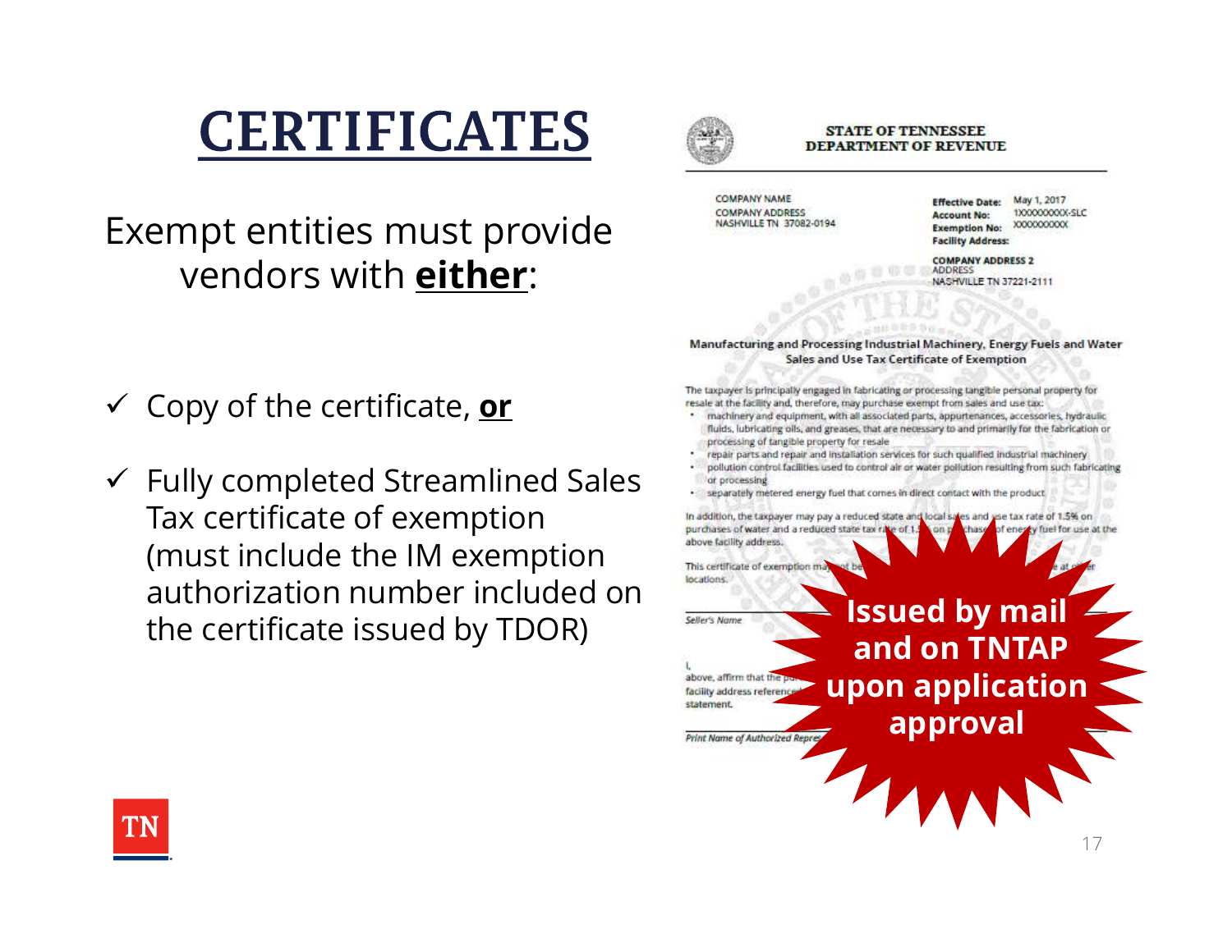# CERTIFICATES

Exempt entities must provide vendors with **either**:

- ✓ Copy of the certificate, **or**
- ✓ Fully completed Streamlined Sales Tax certificate of exemption (must include the IM exemption authorization number included on the certificate issued by TDOR)

STATE OF TENNESSEE
DEPARTMENT OF REVENUE

COMPANY NAME
COMPANY ADDRESS
NASHVILLE TN 37082-0194

**Effective Date:** May 1, 2017
**Account No:** 1XXXXXXXXX-SLC
**Exemption No:** XXXXXXXXXX
**Facility Address:**

**COMPANY ADDRESS 2**
ADDRESS
NASHVILLE TN 37221-2111

**Manufacturing and Processing Industrial Machinery, Energy Fuels and Water Sales and Use Tax Certificate of Exemption**

The taxpayer is principally engaged in fabricating or processing tangible personal property for resale at the facility and, therefore, may purchase exempt from sales and use tax:

- machinery and equipment, with all associated parts, appurtenances, accessories, hydraulic fluids, lubricating oils, and greases, that are necessary to and primarily for the fabrication or processing of tangible property for resale
- repair parts and repair and installation services for such qualified industrial machinery
- pollution control facilities used to control air or water pollution resulting from such fabricating or processing
- separately metered energy fuel that comes in direct contact with the product

In addition, the taxpayer may pay a reduced state and local sales and use tax rate of 1.5% on purchases of water and a reduced state tax rate of 1.5% on purchases of energy fuel for use at the above facility address.

This certificate of exemption may not be ... at other locations.

Seller's Name

I, ... above, affirm that the pu... facility address reference... statement.

Print Name of Authorized Repres...

**Issued by mail and on TNTAP upon application approval**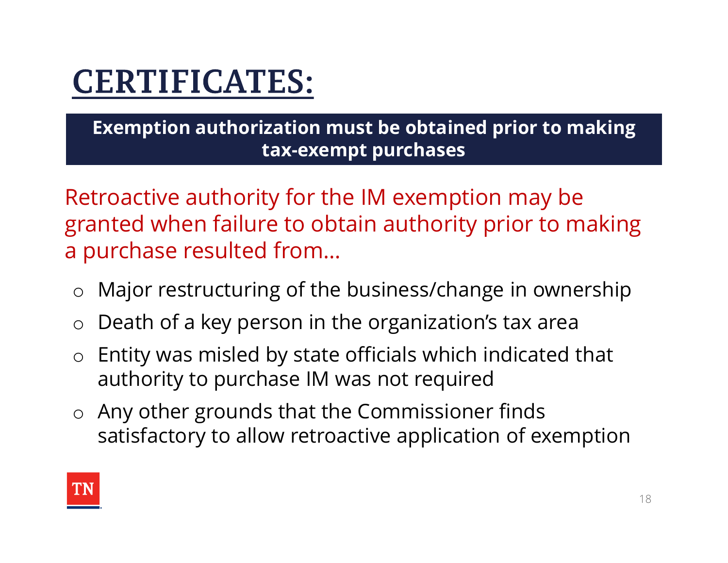# CERTIFICATES:

**Exemption authorization must be obtained prior to making tax-exempt purchases**

Retroactive authority for the IM exemption may be granted when failure to obtain authority prior to making a purchase resulted from…

- Major restructuring of the business/change in ownership
- Death of a key person in the organization's tax area
- Entity was misled by state officials which indicated that authority to purchase IM was not required
- Any other grounds that the Commissioner finds satisfactory to allow retroactive application of exemption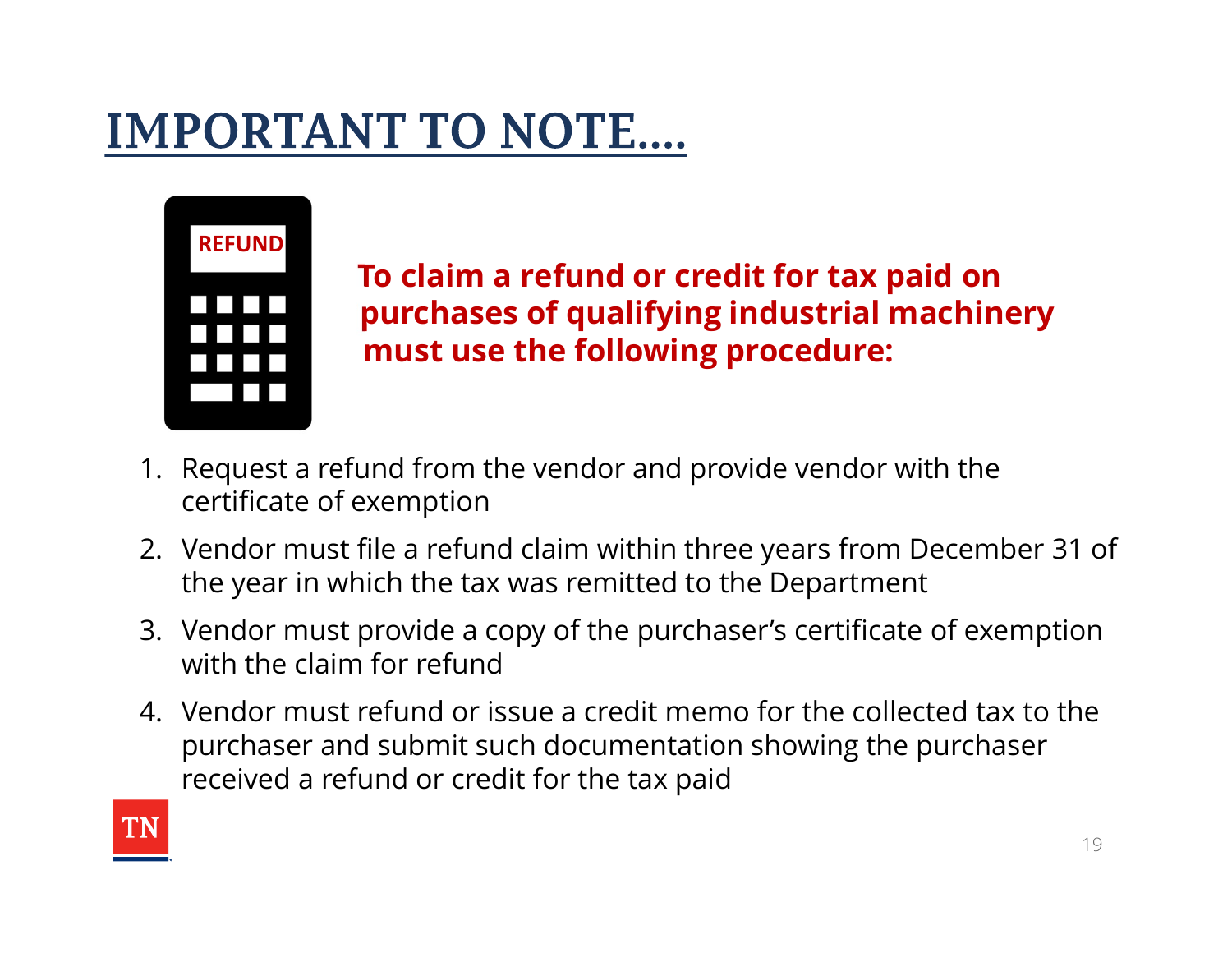# IMPORTANT TO NOTE....

REFUND

**To claim a refund or credit for tax paid on purchases of qualifying industrial machinery must use the following procedure:**

1. Request a refund from the vendor and provide vendor with the certificate of exemption
2. Vendor must file a refund claim within three years from December 31 of the year in which the tax was remitted to the Department
3. Vendor must provide a copy of the purchaser's certificate of exemption with the claim for refund
4. Vendor must refund or issue a credit memo for the collected tax to the purchaser and submit such documentation showing the purchaser received a refund or credit for the tax paid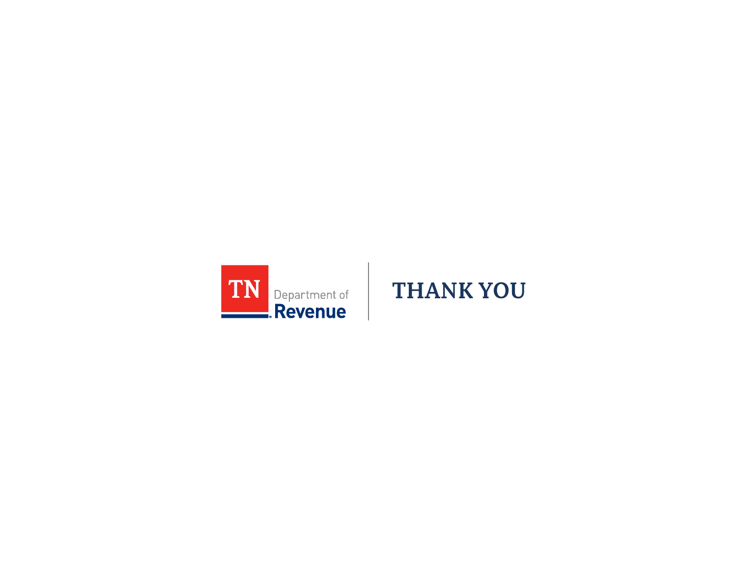TN Department of Revenue

# THANK YOU